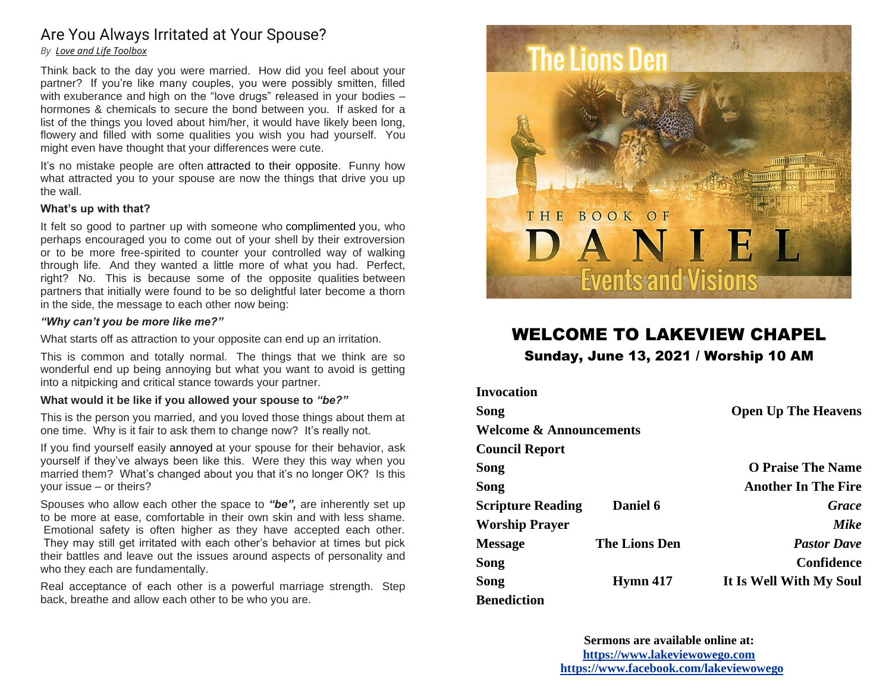# Are You Always Irritated at Your Spouse?

*By Love and Life Toolbox*

Think back to the day you were married. How did you feel about your partner? If you're like many couples, you were possibly smitten, filled with exuberance and high on the "love drugs" released in your bodies – hormones & chemicals to secure the bond between you. If asked for a list of the things you loved about him/her, it would have likely been long, flowery and filled with some qualities you wish you had yourself. You might even have thought that your differences were cute.

It's no mistake people are often attracted to their opposite. Funny how what attracted you to your spouse are now the things that drive you up the wall.

**What's up with that?**

It felt so good to partner up with someone who complimented you, who perhaps encouraged you to come out of your shell by their extroversion or to be more free-spirited to counter your controlled way of walking through life. And they wanted a little more of what you had. Perfect, right? No. This is because some of the opposite qualities between partners that initially were found to be so delightful later become a thorn in the side, the message to each other now being:

***"Why can't you be more like me?"***

What starts off as attraction to your opposite can end up an irritation.

This is common and totally normal. The things that we think are so wonderful end up being annoying but what you want to avoid is getting into a nitpicking and critical stance towards your partner.

**What would it be like if you allowed your spouse to *"be?"***

This is the person you married, and you loved those things about them at one time. Why is it fair to ask them to change now? It's really not.

If you find yourself easily annoyed at your spouse for their behavior, ask yourself if they've always been like this. Were they this way when you married them? What's changed about you that it's no longer OK? Is this your issue – or theirs?

Spouses who allow each other the space to ***"be",*** are inherently set up to be more at ease, comfortable in their own skin and with less shame. Emotional safety is often higher as they have accepted each other. They may still get irritated with each other's behavior at times but pick their battles and leave out the issues around aspects of personality and who they each are fundamentally.

Real acceptance of each other is a powerful marriage strength. Step back, breathe and allow each other to be who you are.

# WELCOME TO LAKEVIEW CHAPEL

## Sunday, June 13, 2021 / Worship 10 AM

| | | |
|---|---|---|
| **Invocation** | | |
| **Song** | | **Open Up The Heavens** |
| **Welcome & Announcements** | | |
| **Council Report** | | |
| **Song** | | **O Praise The Name** |
| **Song** | | **Another In The Fire** |
| **Scripture Reading** | **Daniel 6** | ***Grace*** |
| **Worship Prayer** | | ***Mike*** |
| **Message** | **The Lions Den** | ***Pastor Dave*** |
| **Song** | | **Confidence** |
| **Song** | **Hymn 417** | **It Is Well With My Soul** |
| **Benediction** | | |

**Sermons are available online at:**
**https://www.lakeviewowego.com**
**https://www.facebook.com/lakeviewowego**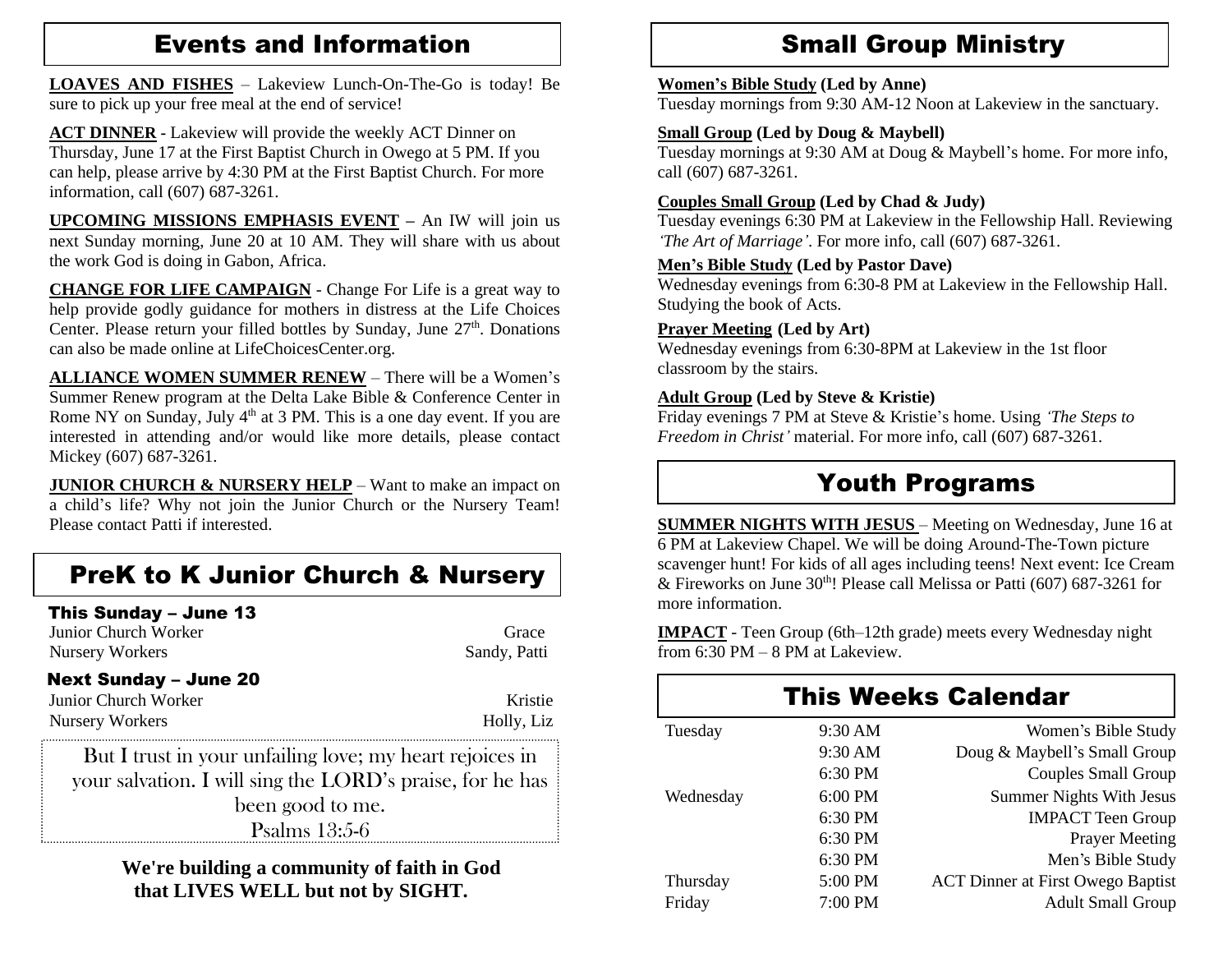# Events and Information

**LOAVES AND FISHES** – Lakeview Lunch-On-The-Go is today! Be sure to pick up your free meal at the end of service!

**ACT DINNER** - Lakeview will provide the weekly ACT Dinner on Thursday, June 17 at the First Baptist Church in Owego at 5 PM. If you can help, please arrive by 4:30 PM at the First Baptist Church. For more information, call (607) 687-3261.

**UPCOMING MISSIONS EMPHASIS EVENT** – An IW will join us next Sunday morning, June 20 at 10 AM. They will share with us about the work God is doing in Gabon, Africa.

**CHANGE FOR LIFE CAMPAIGN** - Change For Life is a great way to help provide godly guidance for mothers in distress at the Life Choices Center. Please return your filled bottles by Sunday, June 27th. Donations can also be made online at LifeChoicesCenter.org.

**ALLIANCE WOMEN SUMMER RENEW** – There will be a Women's Summer Renew program at the Delta Lake Bible & Conference Center in Rome NY on Sunday, July 4th at 3 PM. This is a one day event. If you are interested in attending and/or would like more details, please contact Mickey (607) 687-3261.

**JUNIOR CHURCH & NURSERY HELP** – Want to make an impact on a child's life? Why not join the Junior Church or the Nursery Team! Please contact Patti if interested.

# PreK to K Junior Church & Nursery

### This Sunday – June 13

| | |
|---|---|
| Junior Church Worker | Grace |
| Nursery Workers | Sandy, Patti |

### Next Sunday – June 20

| | |
|---|---|
| Junior Church Worker | Kristie |
| Nursery Workers | Holly, Liz |

But I trust in your unfailing love; my heart rejoices in your salvation. I will sing the LORD's praise, for he has been good to me.
Psalms 13:5-6

**We're building a community of faith in God that LIVES WELL but not by SIGHT.**

# Small Group Ministry

**Women's Bible Study (Led by Anne)**
Tuesday mornings from 9:30 AM-12 Noon at Lakeview in the sanctuary.

**Small Group (Led by Doug & Maybell)**
Tuesday mornings at 9:30 AM at Doug & Maybell's home. For more info, call (607) 687-3261.

**Couples Small Group (Led by Chad & Judy)**
Tuesday evenings 6:30 PM at Lakeview in the Fellowship Hall. Reviewing *'The Art of Marriage'*. For more info, call (607) 687-3261.

**Men's Bible Study (Led by Pastor Dave)**
Wednesday evenings from 6:30-8 PM at Lakeview in the Fellowship Hall. Studying the book of Acts.

**Prayer Meeting (Led by Art)**
Wednesday evenings from 6:30-8PM at Lakeview in the 1st floor classroom by the stairs.

**Adult Group (Led by Steve & Kristie)**
Friday evenings 7 PM at Steve & Kristie's home. Using *'The Steps to Freedom in Christ'* material. For more info, call (607) 687-3261.

# Youth Programs

**SUMMER NIGHTS WITH JESUS** – Meeting on Wednesday, June 16 at 6 PM at Lakeview Chapel. We will be doing Around-The-Town picture scavenger hunt! For kids of all ages including teens! Next event: Ice Cream & Fireworks on June 30th! Please call Melissa or Patti (607) 687-3261 for more information.

**IMPACT** - Teen Group (6th–12th grade) meets every Wednesday night from 6:30 PM – 8 PM at Lakeview.

# This Weeks Calendar

| | | |
|---|---|---|
| Tuesday | 9:30 AM | Women's Bible Study |
| | 9:30 AM | Doug & Maybell's Small Group |
| | 6:30 PM | Couples Small Group |
| Wednesday | 6:00 PM | Summer Nights With Jesus |
| | 6:30 PM | IMPACT Teen Group |
| | 6:30 PM | Prayer Meeting |
| | 6:30 PM | Men's Bible Study |
| Thursday | 5:00 PM | ACT Dinner at First Owego Baptist |
| Friday | 7:00 PM | Adult Small Group |